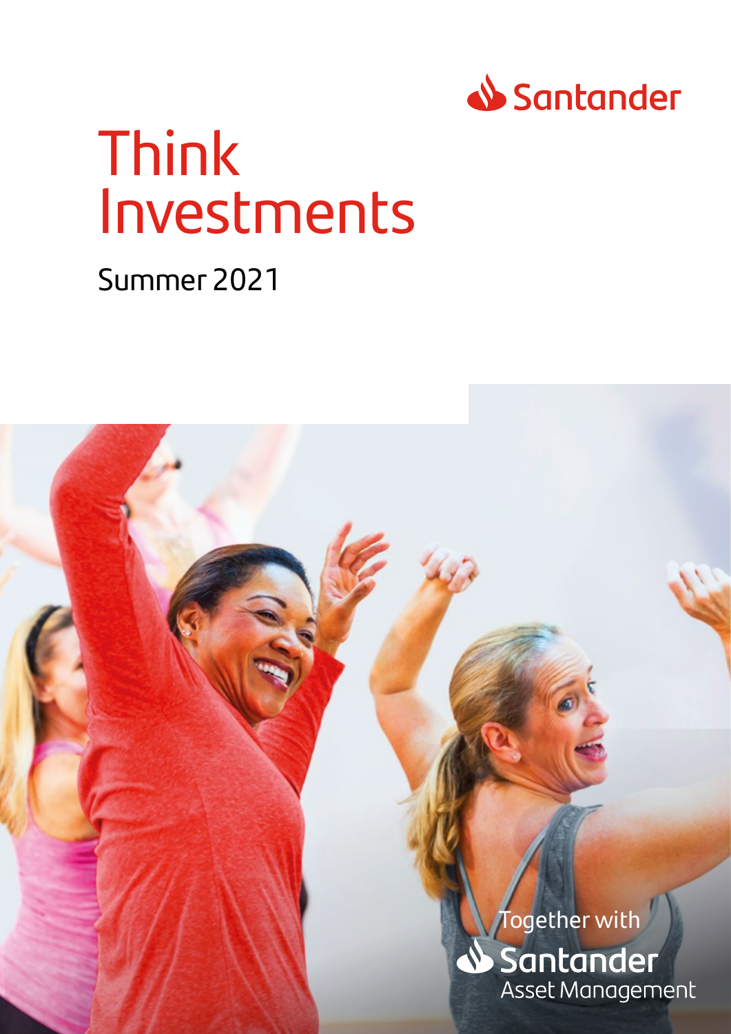Santander

# Think Investments

Summer 2021

Together with

Santander Asset Management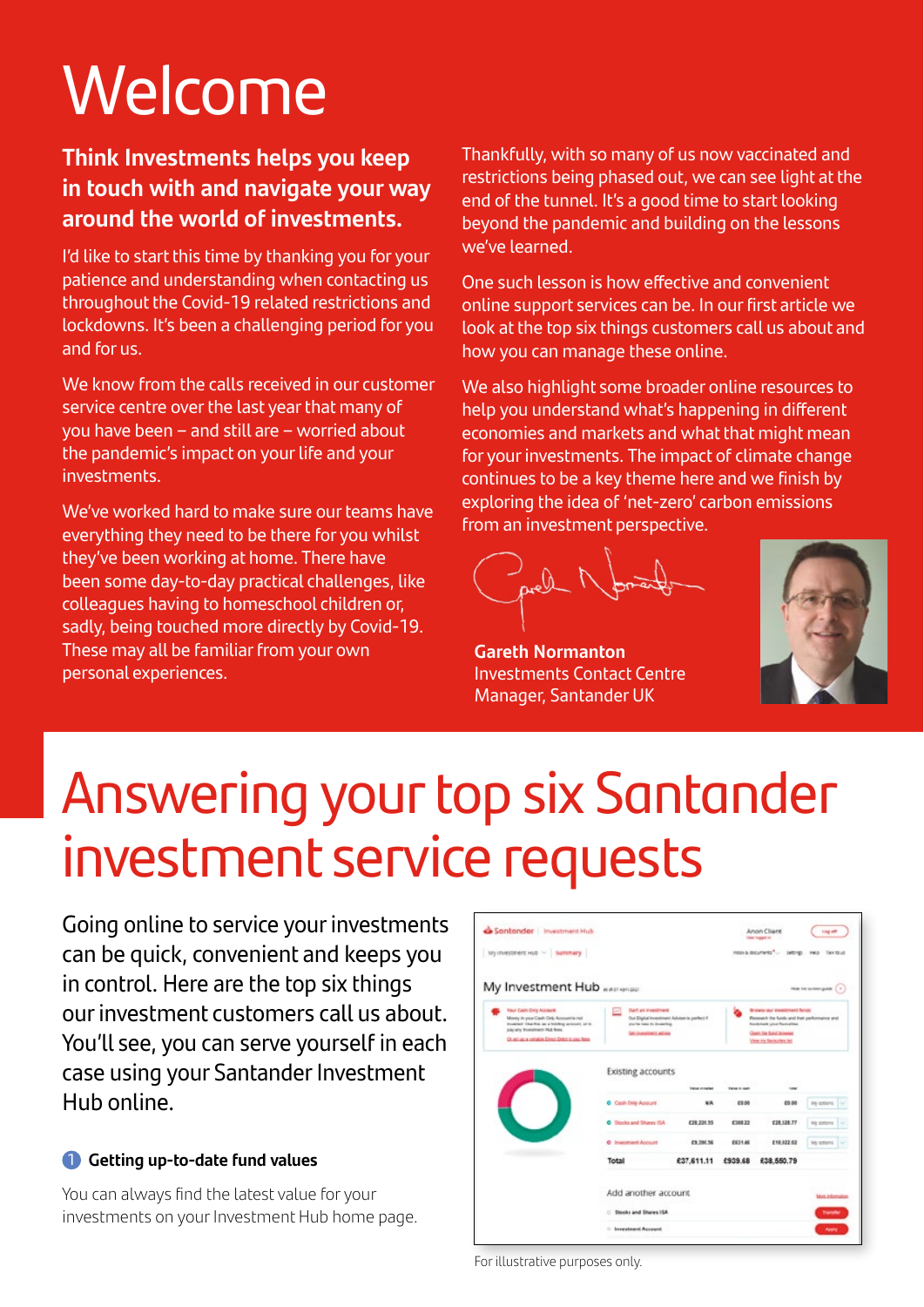# Welcome

## Think Investments helps you keep in touch with and navigate your way around the world of investments.

I'd like to start this time by thanking you for your patience and understanding when contacting us throughout the Covid-19 related restrictions and lockdowns. It's been a challenging period for you and for us.

We know from the calls received in our customer service centre over the last year that many of you have been – and still are – worried about the pandemic's impact on your life and your investments.

We've worked hard to make sure our teams have everything they need to be there for you whilst they've been working at home. There have been some day-to-day practical challenges, like colleagues having to homeschool children or, sadly, being touched more directly by Covid-19. These may all be familiar from your own personal experiences.

Thankfully, with so many of us now vaccinated and restrictions being phased out, we can see light at the end of the tunnel. It's a good time to start looking beyond the pandemic and building on the lessons we've learned.

One such lesson is how effective and convenient online support services can be. In our first article we look at the top six things customers call us about and how you can manage these online.

We also highlight some broader online resources to help you understand what's happening in different economies and markets and what that might mean for your investments. The impact of climate change continues to be a key theme here and we finish by exploring the idea of 'net-zero' carbon emissions from an investment perspective.

**Gareth Normanton**
Investments Contact Centre Manager, Santander UK

# Answering your top six Santander investment service requests

Going online to service your investments can be quick, convenient and keeps you in control. Here are the top six things our investment customers call us about. You'll see, you can serve yourself in each case using your Santander Investment Hub online.

### 1 Getting up-to-date fund values

You can always find the latest value for your investments on your Investment Hub home page.

For illustrative purposes only.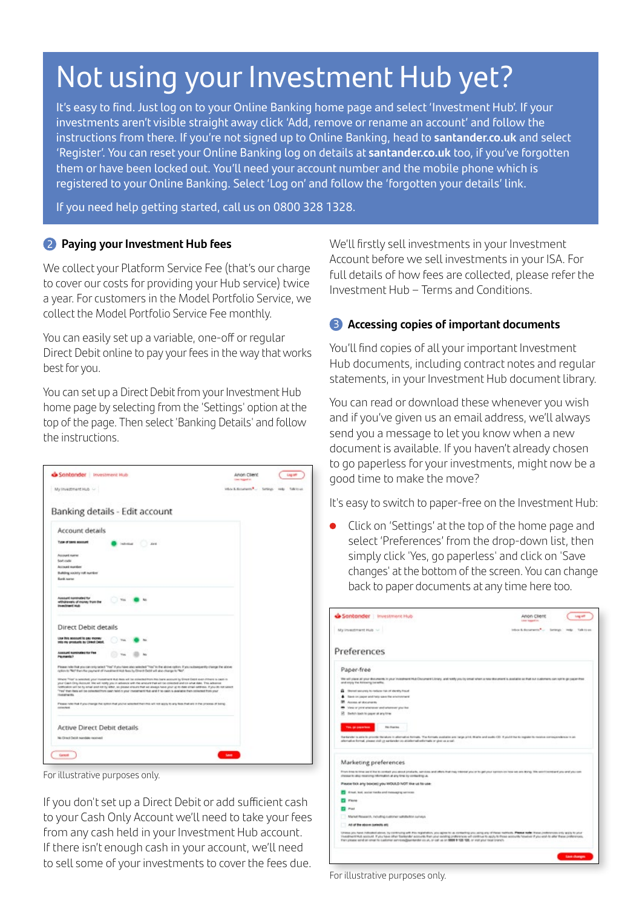# Not using your Investment Hub yet?

It's easy to find. Just log on to your Online Banking home page and select 'Investment Hub'. If your investments aren't visible straight away click 'Add, remove or rename an account' and follow the instructions from there. If you're not signed up to Online Banking, head to **santander.co.uk** and select 'Register'. You can reset your Online Banking log on details at **santander.co.uk** too, if you've forgotten them or have been locked out. You'll need your account number and the mobile phone which is registered to your Online Banking. Select 'Log on' and follow the 'forgotten your details' link.

If you need help getting started, call us on 0800 328 1328.

## 2 Paying your Investment Hub fees

We collect your Platform Service Fee (that's our charge to cover our costs for providing your Hub service) twice a year. For customers in the Model Portfolio Service, we collect the Model Portfolio Service Fee monthly.

You can easily set up a variable, one-off or regular Direct Debit online to pay your fees in the way that works best for you.

You can set up a Direct Debit from your Investment Hub home page by selecting from the 'Settings' option at the top of the page. Then select 'Banking Details' and follow the instructions.

For illustrative purposes only.

If you don't set up a Direct Debit or add sufficient cash to your Cash Only Account we'll need to take your fees from any cash held in your Investment Hub account. If there isn't enough cash in your account, we'll need to sell some of your investments to cover the fees due.

We'll firstly sell investments in your Investment Account before we sell investments in your ISA. For full details of how fees are collected, please refer the Investment Hub – Terms and Conditions.

## 3 Accessing copies of important documents

You'll find copies of all your important Investment Hub documents, including contract notes and regular statements, in your Investment Hub document library.

You can read or download these whenever you wish and if you've given us an email address, we'll always send you a message to let you know when a new document is available. If you haven't already chosen to go paperless for your investments, might now be a good time to make the move?

It's easy to switch to paper-free on the Investment Hub:

- Click on 'Settings' at the top of the home page and select 'Preferences' from the drop-down list, then simply click 'Yes, go paperless' and click on 'Save changes' at the bottom of the screen. You can change back to paper documents at any time here too.

For illustrative purposes only.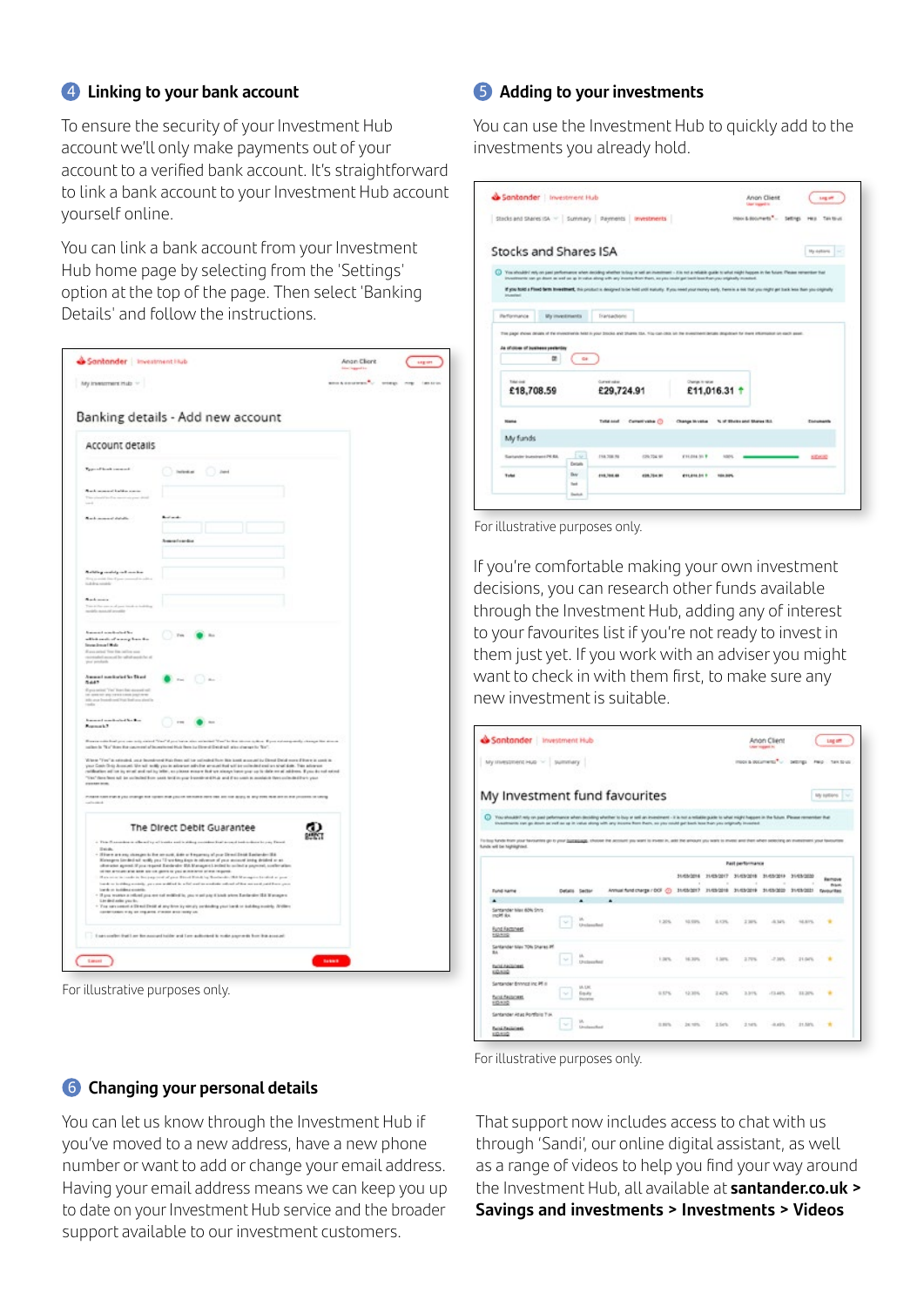## 4 Linking to your bank account

To ensure the security of your Investment Hub account we'll only make payments out of your account to a verified bank account. It's straightforward to link a bank account to your Investment Hub account yourself online.

You can link a bank account from your Investment Hub home page by selecting from the 'Settings' option at the top of the page. Then select 'Banking Details' and follow the instructions.

For illustrative purposes only.

## 5 Adding to your investments

You can use the Investment Hub to quickly add to the investments you already hold.

For illustrative purposes only.

If you're comfortable making your own investment decisions, you can research other funds available through the Investment Hub, adding any of interest to your favourites list if you're not ready to invest in them just yet. If you work with an adviser you might want to check in with them first, to make sure any new investment is suitable.

For illustrative purposes only.

## 6 Changing your personal details

You can let us know through the Investment Hub if you've moved to a new address, have a new phone number or want to add or change your email address. Having your email address means we can keep you up to date on your Investment Hub service and the broader support available to our investment customers.

That support now includes access to chat with us through 'Sandi', our online digital assistant, as well as a range of videos to help you find your way around the Investment Hub, all available at **santander.co.uk > Savings and investments > Investments > Videos**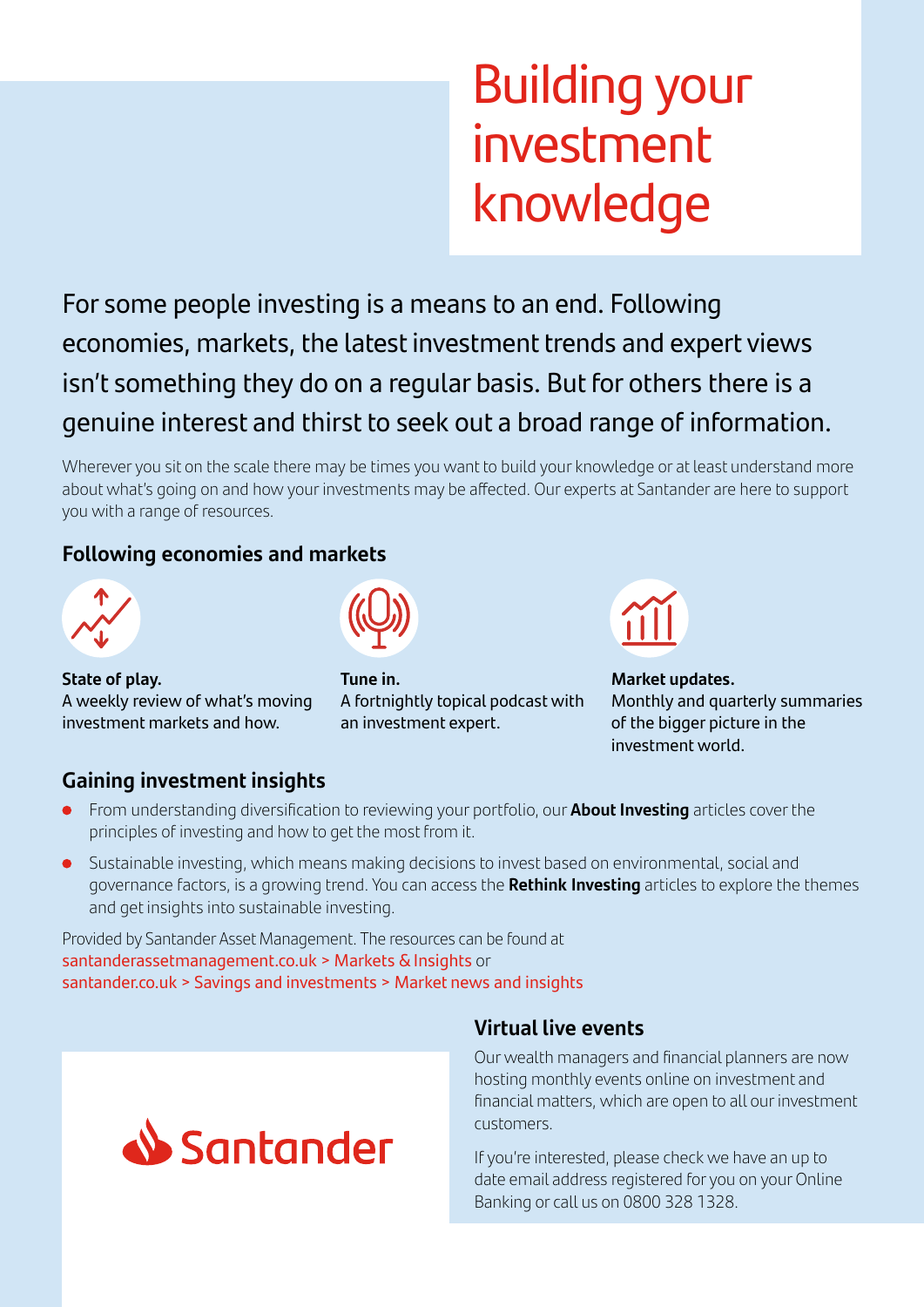# Building your investment knowledge

For some people investing is a means to an end. Following economies, markets, the latest investment trends and expert views isn't something they do on a regular basis. But for others there is a genuine interest and thirst to seek out a broad range of information.

Wherever you sit on the scale there may be times you want to build your knowledge or at least understand more about what's going on and how your investments may be affected. Our experts at Santander are here to support you with a range of resources.

## Following economies and markets

**State of play.**
A weekly review of what's moving investment markets and how.

**Tune in.**
A fortnightly topical podcast with an investment expert.

**Market updates.**
Monthly and quarterly summaries of the bigger picture in the investment world.

## Gaining investment insights

- From understanding diversification to reviewing your portfolio, our **About Investing** articles cover the principles of investing and how to get the most from it.
- Sustainable investing, which means making decisions to invest based on environmental, social and governance factors, is a growing trend. You can access the **Rethink Investing** articles to explore the themes and get insights into sustainable investing.

Provided by Santander Asset Management. The resources can be found at santanderassetmanagement.co.uk > Markets & Insights or santander.co.uk > Savings and investments > Market news and insights

## Virtual live events

Our wealth managers and financial planners are now hosting monthly events online on investment and financial matters, which are open to all our investment customers.

If you're interested, please check we have an up to date email address registered for you on your Online Banking or call us on 0800 328 1328.

Santander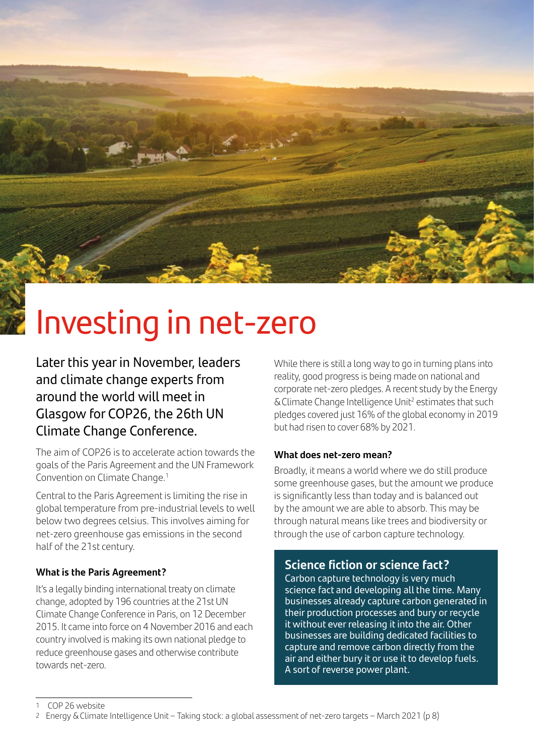# Investing in net-zero

Later this year in November, leaders and climate change experts from around the world will meet in Glasgow for COP26, the 26th UN Climate Change Conference.

The aim of COP26 is to accelerate action towards the goals of the Paris Agreement and the UN Framework Convention on Climate Change.[1]

Central to the Paris Agreement is limiting the rise in global temperature from pre-industrial levels to well below two degrees celsius. This involves aiming for net-zero greenhouse gas emissions in the second half of the 21st century.

### What is the Paris Agreement?

It's a legally binding international treaty on climate change, adopted by 196 countries at the 21st UN Climate Change Conference in Paris, on 12 December 2015. It came into force on 4 November 2016 and each country involved is making its own national pledge to reduce greenhouse gases and otherwise contribute towards net-zero.

While there is still a long way to go in turning plans into reality, good progress is being made on national and corporate net-zero pledges. A recent study by the Energy & Climate Change Intelligence Unit[2] estimates that such pledges covered just 16% of the global economy in 2019 but had risen to cover 68% by 2021.

### What does net-zero mean?

Broadly, it means a world where we do still produce some greenhouse gases, but the amount we produce is significantly less than today and is balanced out by the amount we are able to absorb. This may be through natural means like trees and biodiversity or through the use of carbon capture technology.

## Science fiction or science fact?

Carbon capture technology is very much science fact and developing all the time. Many businesses already capture carbon generated in their production processes and bury or recycle it without ever releasing it into the air. Other businesses are building dedicated facilities to capture and remove carbon directly from the air and either bury it or use it to develop fuels. A sort of reverse power plant.

---

1 COP 26 website

2 Energy & Climate Intelligence Unit – Taking stock: a global assessment of net-zero targets – March 2021 (p 8)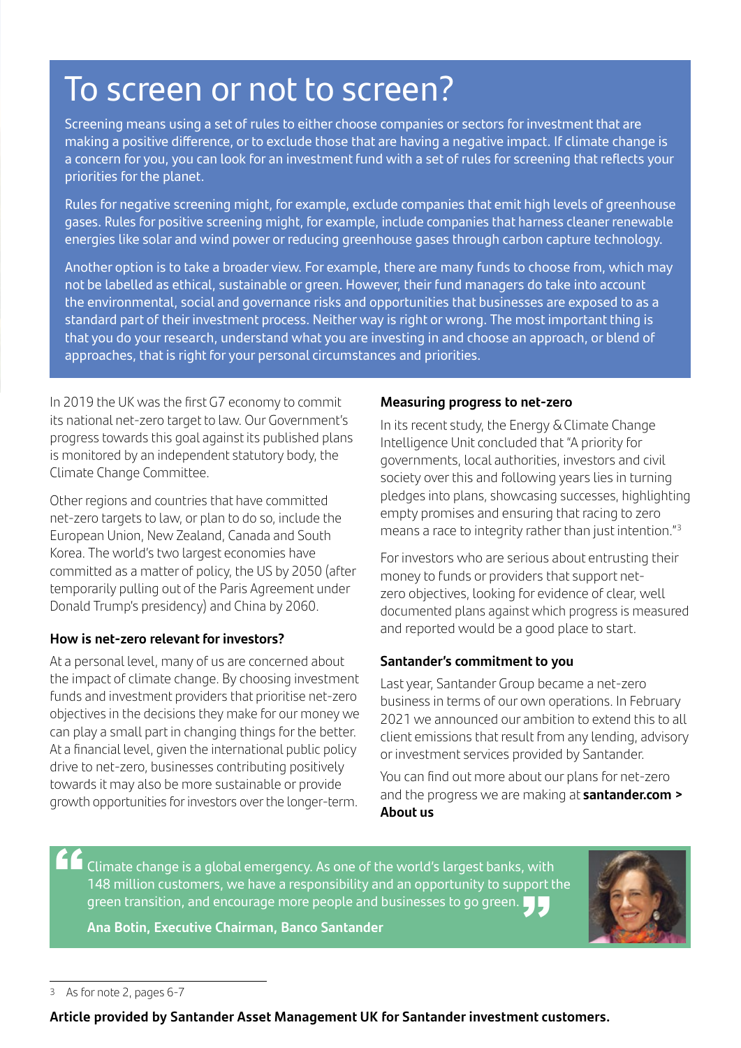# To screen or not to screen?

Screening means using a set of rules to either choose companies or sectors for investment that are making a positive difference, or to exclude those that are having a negative impact. If climate change is a concern for you, you can look for an investment fund with a set of rules for screening that reflects your priorities for the planet.

Rules for negative screening might, for example, exclude companies that emit high levels of greenhouse gases. Rules for positive screening might, for example, include companies that harness cleaner renewable energies like solar and wind power or reducing greenhouse gases through carbon capture technology.

Another option is to take a broader view. For example, there are many funds to choose from, which may not be labelled as ethical, sustainable or green. However, their fund managers do take into account the environmental, social and governance risks and opportunities that businesses are exposed to as a standard part of their investment process. Neither way is right or wrong. The most important thing is that you do your research, understand what you are investing in and choose an approach, or blend of approaches, that is right for your personal circumstances and priorities.

In 2019 the UK was the first G7 economy to commit its national net-zero target to law. Our Government's progress towards this goal against its published plans is monitored by an independent statutory body, the Climate Change Committee.

Other regions and countries that have committed net-zero targets to law, or plan to do so, include the European Union, New Zealand, Canada and South Korea. The world's two largest economies have committed as a matter of policy, the US by 2050 (after temporarily pulling out of the Paris Agreement under Donald Trump's presidency) and China by 2060.

### How is net-zero relevant for investors?

At a personal level, many of us are concerned about the impact of climate change. By choosing investment funds and investment providers that prioritise net-zero objectives in the decisions they make for our money we can play a small part in changing things for the better. At a financial level, given the international public policy drive to net-zero, businesses contributing positively towards it may also be more sustainable or provide growth opportunities for investors over the longer-term.

### Measuring progress to net-zero

In its recent study, the Energy & Climate Change Intelligence Unit concluded that "A priority for governments, local authorities, investors and civil society over this and following years lies in turning pledges into plans, showcasing successes, highlighting empty promises and ensuring that racing to zero means a race to integrity rather than just intention."[3]

For investors who are serious about entrusting their money to funds or providers that support net-zero objectives, looking for evidence of clear, well documented plans against which progress is measured and reported would be a good place to start.

### Santander's commitment to you

Last year, Santander Group became a net-zero business in terms of our own operations. In February 2021 we announced our ambition to extend this to all client emissions that result from any lending, advisory or investment services provided by Santander.

You can find out more about our plans for net-zero and the progress we are making at **santander.com > About us**

> Climate change is a global emergency. As one of the world's largest banks, with 148 million customers, we have a responsibility and an opportunity to support the green transition, and encourage more people and businesses to go green.
>
> **Ana Botin, Executive Chairman, Banco Santander**

---

[3] As for note 2, pages 6-7

**Article provided by Santander Asset Management UK for Santander investment customers.**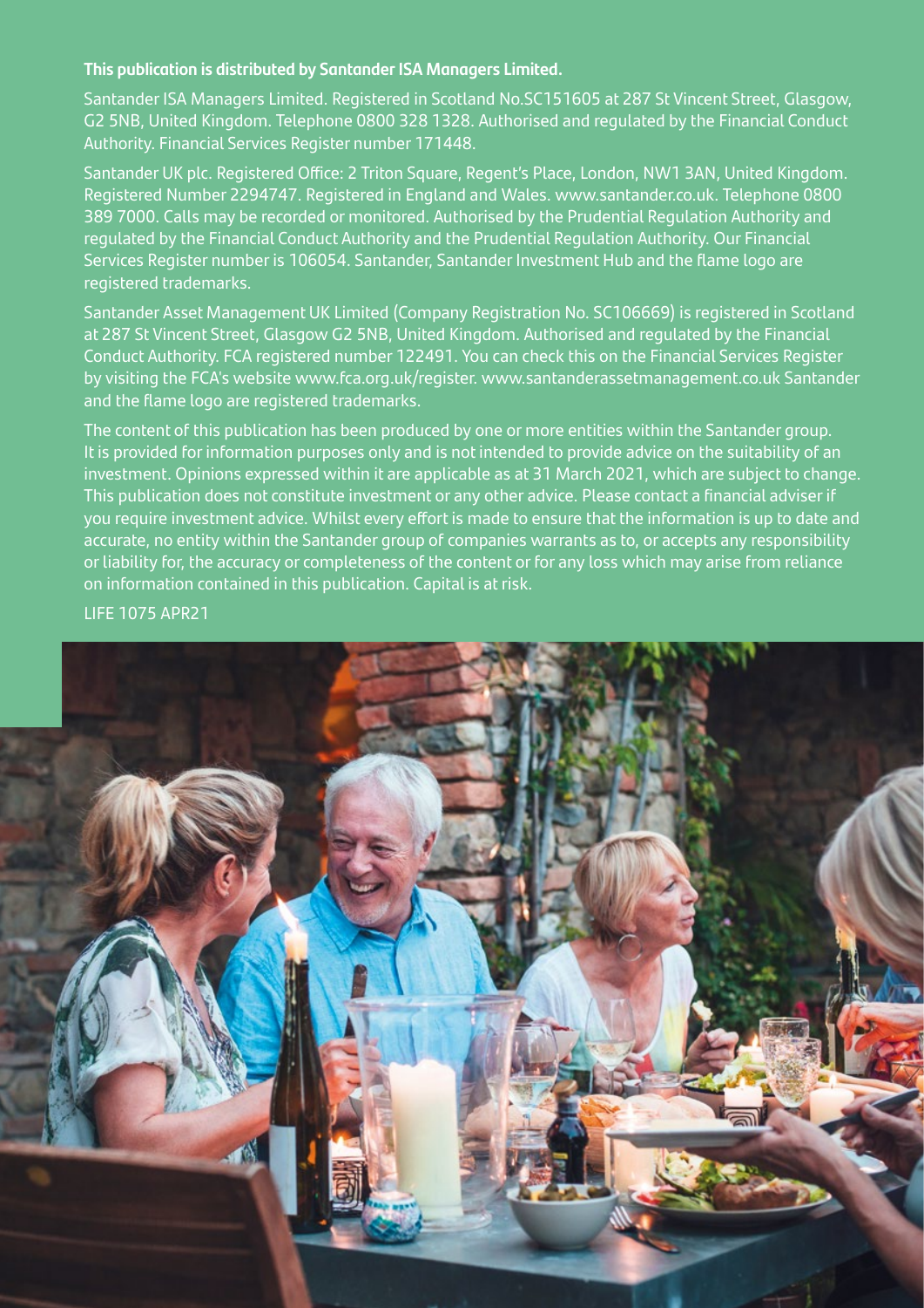**This publication is distributed by Santander ISA Managers Limited.**

Santander ISA Managers Limited. Registered in Scotland No.SC151605 at 287 St Vincent Street, Glasgow, G2 5NB, United Kingdom. Telephone 0800 328 1328. Authorised and regulated by the Financial Conduct Authority. Financial Services Register number 171448.

Santander UK plc. Registered Office: 2 Triton Square, Regent's Place, London, NW1 3AN, United Kingdom. Registered Number 2294747. Registered in England and Wales. www.santander.co.uk. Telephone 0800 389 7000. Calls may be recorded or monitored. Authorised by the Prudential Regulation Authority and regulated by the Financial Conduct Authority and the Prudential Regulation Authority. Our Financial Services Register number is 106054. Santander, Santander Investment Hub and the flame logo are registered trademarks.

Santander Asset Management UK Limited (Company Registration No. SC106669) is registered in Scotland at 287 St Vincent Street, Glasgow G2 5NB, United Kingdom. Authorised and regulated by the Financial Conduct Authority. FCA registered number 122491. You can check this on the Financial Services Register by visiting the FCA's website www.fca.org.uk/register. www.santanderassetmanagement.co.uk Santander and the flame logo are registered trademarks.

The content of this publication has been produced by one or more entities within the Santander group. It is provided for information purposes only and is not intended to provide advice on the suitability of an investment. Opinions expressed within it are applicable as at 31 March 2021, which are subject to change. This publication does not constitute investment or any other advice. Please contact a financial adviser if you require investment advice. Whilst every effort is made to ensure that the information is up to date and accurate, no entity within the Santander group of companies warrants as to, or accepts any responsibility or liability for, the accuracy or completeness of the content or for any loss which may arise from reliance on information contained in this publication. Capital is at risk.

LIFE 1075 APR21